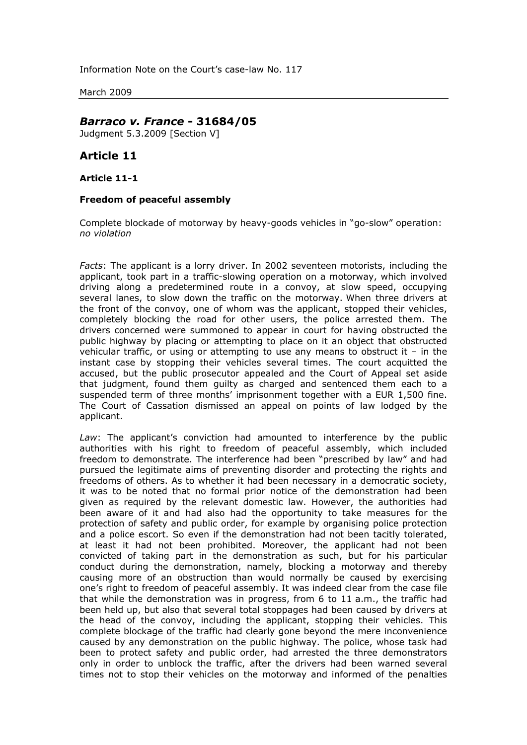Information Note on the Court's case-law No. 117

March 2009

## *Barraco v. France* - 31684/05

Judgment 5.3.2009 [Section V]

## Article 11

### Article 11-1

#### Freedom of peaceful assembly

Complete blockade of motorway by heavy-goods vehicles in "go-slow" operation: *no violation*

*Facts*: The applicant is a lorry driver. In 2002 seventeen motorists, including the applicant, took part in a traffic-slowing operation on a motorway, which involved driving along a predetermined route in a convoy, at slow speed, occupying several lanes, to slow down the traffic on the motorway. When three drivers at the front of the convoy, one of whom was the applicant, stopped their vehicles, completely blocking the road for other users, the police arrested them. The drivers concerned were summoned to appear in court for having obstructed the public highway by placing or attempting to place on it an object that obstructed vehicular traffic, or using or attempting to use any means to obstruct it – in the instant case by stopping their vehicles several times. The court acquitted the accused, but the public prosecutor appealed and the Court of Appeal set aside that judgment, found them guilty as charged and sentenced them each to a suspended term of three months' imprisonment together with a EUR 1,500 fine. The Court of Cassation dismissed an appeal on points of law lodged by the applicant.

*Law*: The applicant's conviction had amounted to interference by the public authorities with his right to freedom of peaceful assembly, which included freedom to demonstrate. The interference had been "prescribed by law" and had pursued the legitimate aims of preventing disorder and protecting the rights and freedoms of others. As to whether it had been necessary in a democratic society, it was to be noted that no formal prior notice of the demonstration had been given as required by the relevant domestic law. However, the authorities had been aware of it and had also had the opportunity to take measures for the protection of safety and public order, for example by organising police protection and a police escort. So even if the demonstration had not been tacitly tolerated, at least it had not been prohibited. Moreover, the applicant had not been convicted of taking part in the demonstration as such, but for his particular conduct during the demonstration, namely, blocking a motorway and thereby causing more of an obstruction than would normally be caused by exercising one's right to freedom of peaceful assembly. It was indeed clear from the case file that while the demonstration was in progress, from 6 to 11 a.m., the traffic had been held up, but also that several total stoppages had been caused by drivers at the head of the convoy, including the applicant, stopping their vehicles. This complete blockage of the traffic had clearly gone beyond the mere inconvenience caused by any demonstration on the public highway. The police, whose task had been to protect safety and public order, had arrested the three demonstrators only in order to unblock the traffic, after the drivers had been warned several times not to stop their vehicles on the motorway and informed of the penalties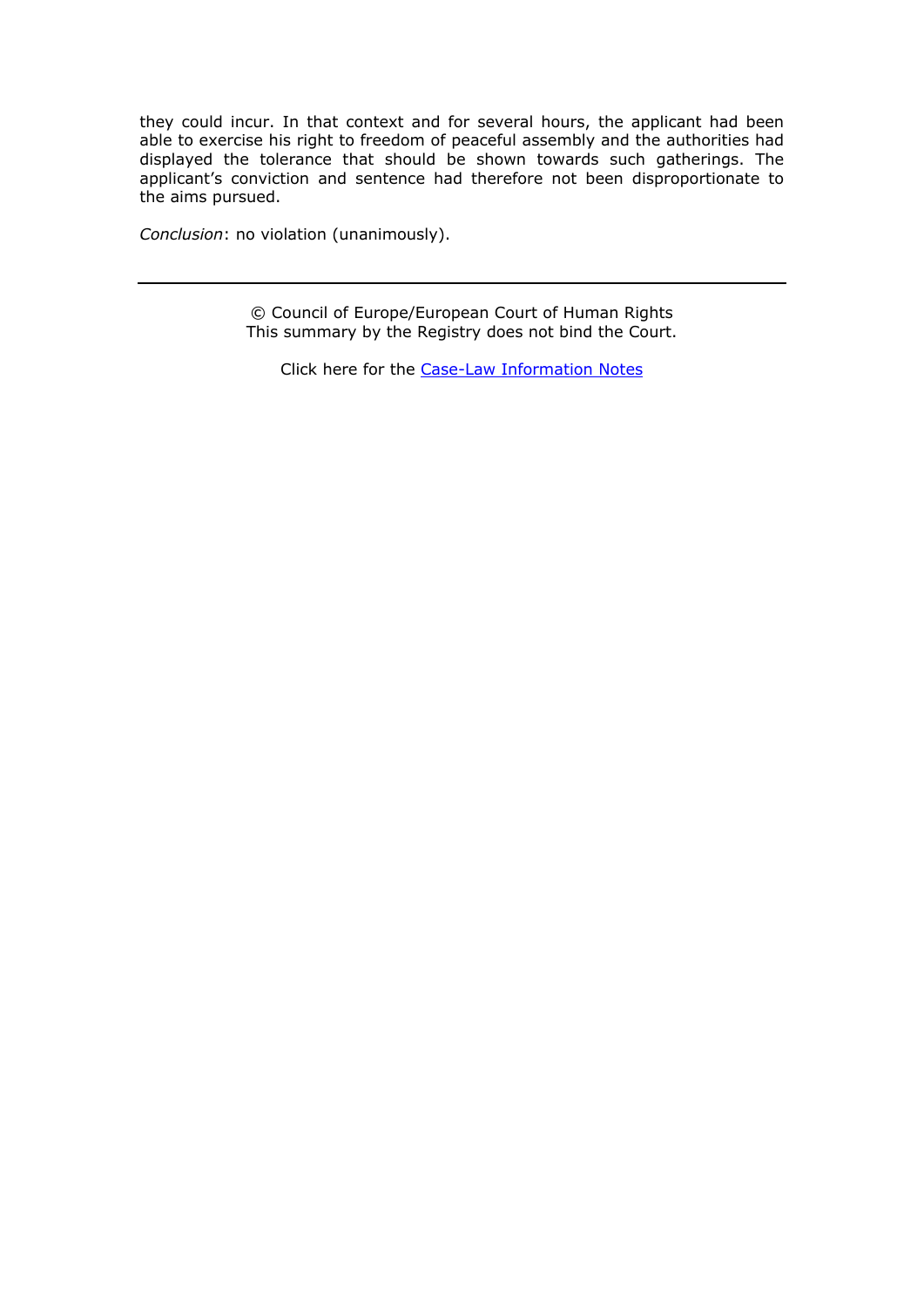they could incur. In that context and for several hours, the applicant had been able to exercise his right to freedom of peaceful assembly and the authorities had displayed the tolerance that should be shown towards such gatherings. The applicant's conviction and sentence had therefore not been disproportionate to the aims pursued.

*Conclusion*: no violation (unanimously).

---

© Council of Europe/European Court of Human Rights
This summary by the Registry does not bind the Court.

Click here for the Case-Law Information Notes